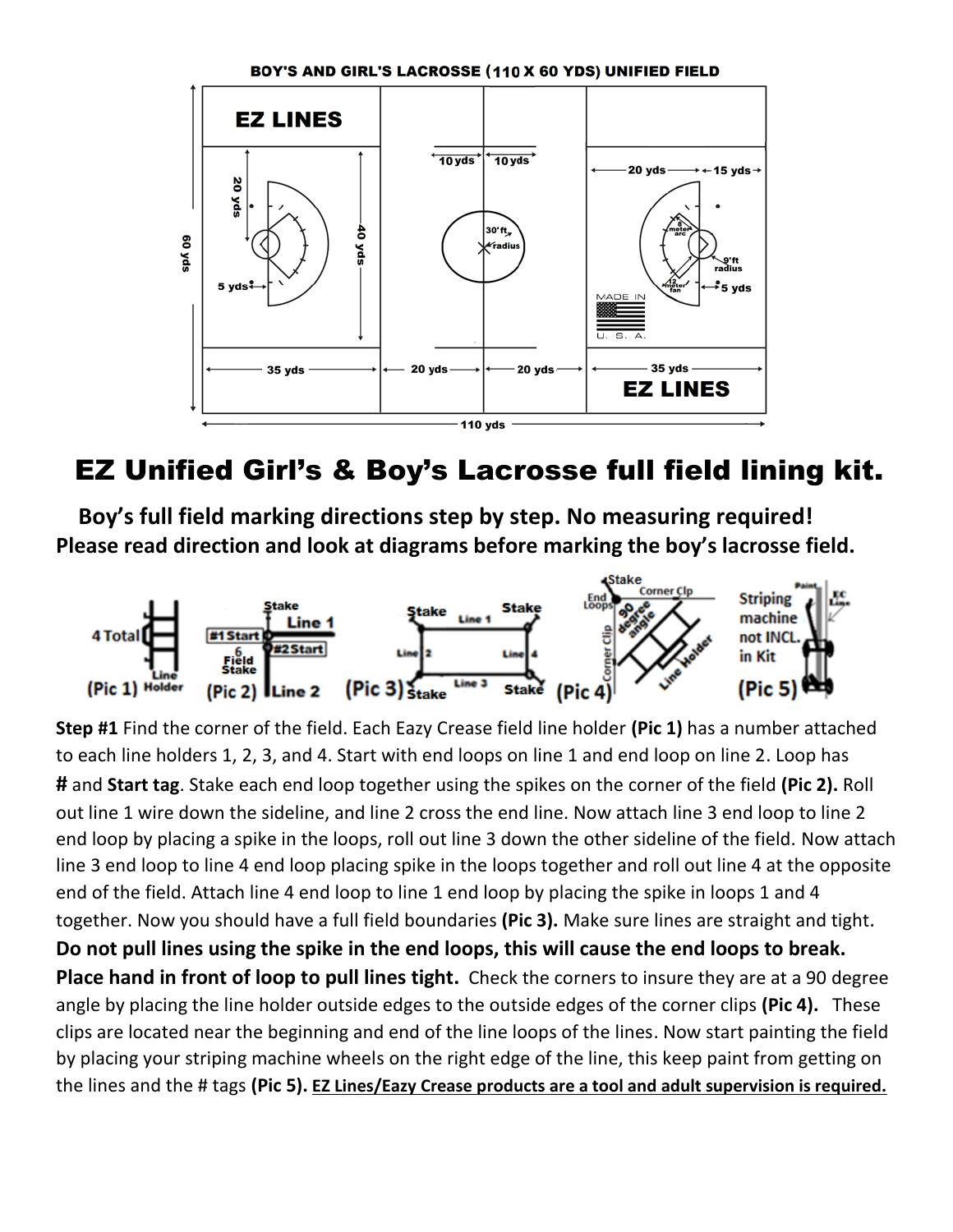BOY'S AND GIRL'S LACROSSE (110 X 60 YDS) UNIFIED FIELD

EZ LINES

20 yds
5 yds
40 yds
60 yds
10 yds
10 yds
30' ft radius
20 yds
15 yds
8 meter arc
9' ft radius
12 meter fan
5 yds
MADE IN U. S. A.
35 yds
20 yds
20 yds
35 yds
110 yds

EZ LINES

# EZ Unified Girl's & Boy's Lacrosse full field lining kit.

**Boy's full field marking directions step by step. No measuring required!**
**Please read direction and look at diagrams before marking the boy's lacrosse field.**

4 Total
Line Holder
(Pic 1)

Stake
Line 1
#1 Start
#2 Start
6 Field Stake
Line 2
(Pic 2)

Stake
Line 1
Stake
Line 2
Line 4
Stake
Line 3
Stake
(Pic 3)

Stake
End Loops
Corner Clip
90 degree angle
Corner Clip
Line Holder
(Pic 4)

Striping machine not INCL. in Kit
Paint
EC Line
(Pic 5)

**Step #1** Find the corner of the field. Each Eazy Crease field line holder **(Pic 1)** has a number attached to each line holders 1, 2, 3, and 4. Start with end loops on line 1 and end loop on line 2. Loop has **#** and **Start tag**. Stake each end loop together using the spikes on the corner of the field **(Pic 2).** Roll out line 1 wire down the sideline, and line 2 cross the end line. Now attach line 3 end loop to line 2 end loop by placing a spike in the loops, roll out line 3 down the other sideline of the field. Now attach line 3 end loop to line 4 end loop placing spike in the loops together and roll out line 4 at the opposite end of the field. Attach line 4 end loop to line 1 end loop by placing the spike in loops 1 and 4 together. Now you should have a full field boundaries **(Pic 3).** Make sure lines are straight and tight. **Do not pull lines using the spike in the end loops, this will cause the end loops to break. Place hand in front of loop to pull lines tight.** Check the corners to insure they are at a 90 degree angle by placing the line holder outside edges to the outside edges of the corner clips **(Pic 4).** These clips are located near the beginning and end of the line loops of the lines. Now start painting the field by placing your striping machine wheels on the right edge of the line, this keep paint from getting on the lines and the # tags **(Pic 5).** **EZ Lines/Eazy Crease products are a tool and adult supervision is required.**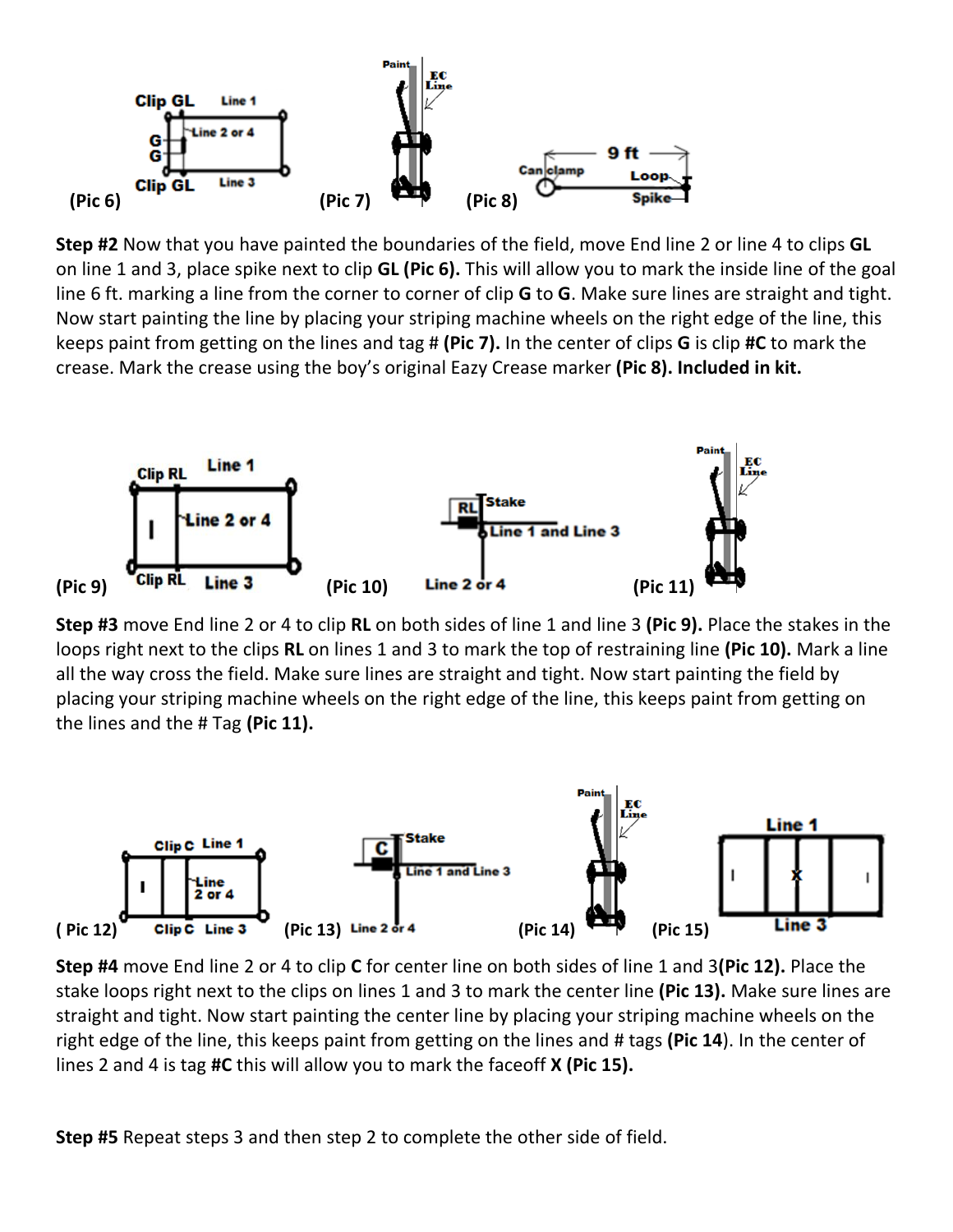Clip GL Line 1

Line 2 or 4

G

G

Clip GL Line 3

(Pic 6)

Paint

EC Line

(Pic 7)

9 ft

Can clamp

Loop

Spike

(Pic 8)

**Step #2** Now that you have painted the boundaries of the field, move End line 2 or line 4 to clips **GL** on line 1 and 3, place spike next to clip **GL (Pic 6).** This will allow you to mark the inside line of the goal line 6 ft. marking a line from the corner to corner of clip **G** to **G**. Make sure lines are straight and tight. Now start painting the line by placing your striping machine wheels on the right edge of the line, this keeps paint from getting on the lines and tag # **(Pic 7).** In the center of clips **G** is clip **#C** to mark the crease. Mark the crease using the boy's original Eazy Crease marker **(Pic 8). Included in kit.**

Clip RL Line 1

Line 2 or 4

Clip RL Line 3

(Pic 9)

RL Stake

Line 1 and Line 3

Line 2 or 4

(Pic 10)

Paint

EC Line

(Pic 11)

**Step #3** move End line 2 or 4 to clip **RL** on both sides of line 1 and line 3 **(Pic 9).** Place the stakes in the loops right next to the clips **RL** on lines 1 and 3 to mark the top of restraining line **(Pic 10).** Mark a line all the way cross the field. Make sure lines are straight and tight. Now start painting the field by placing your striping machine wheels on the right edge of the line, this keeps paint from getting on the lines and the # Tag **(Pic 11).**

( Pic 12)

Clip C Line 1

Line 2 or 4

Clip C Line 3

(Pic 13)

C Stake

Line 1 and Line 3

Line 2 or 4

(Pic 14)

Paint

EC Line

(Pic 15)

Line 1

X

Line 3

**Step #4** move End line 2 or 4 to clip **C** for center line on both sides of line 1 and 3**(Pic 12).** Place the stake loops right next to the clips on lines 1 and 3 to mark the center line **(Pic 13).** Make sure lines are straight and tight. Now start painting the center line by placing your striping machine wheels on the right edge of the line, this keeps paint from getting on the lines and # tags **(Pic 14**). In the center of lines 2 and 4 is tag **#C** this will allow you to mark the faceoff **X (Pic 15).**

**Step #5** Repeat steps 3 and then step 2 to complete the other side of field.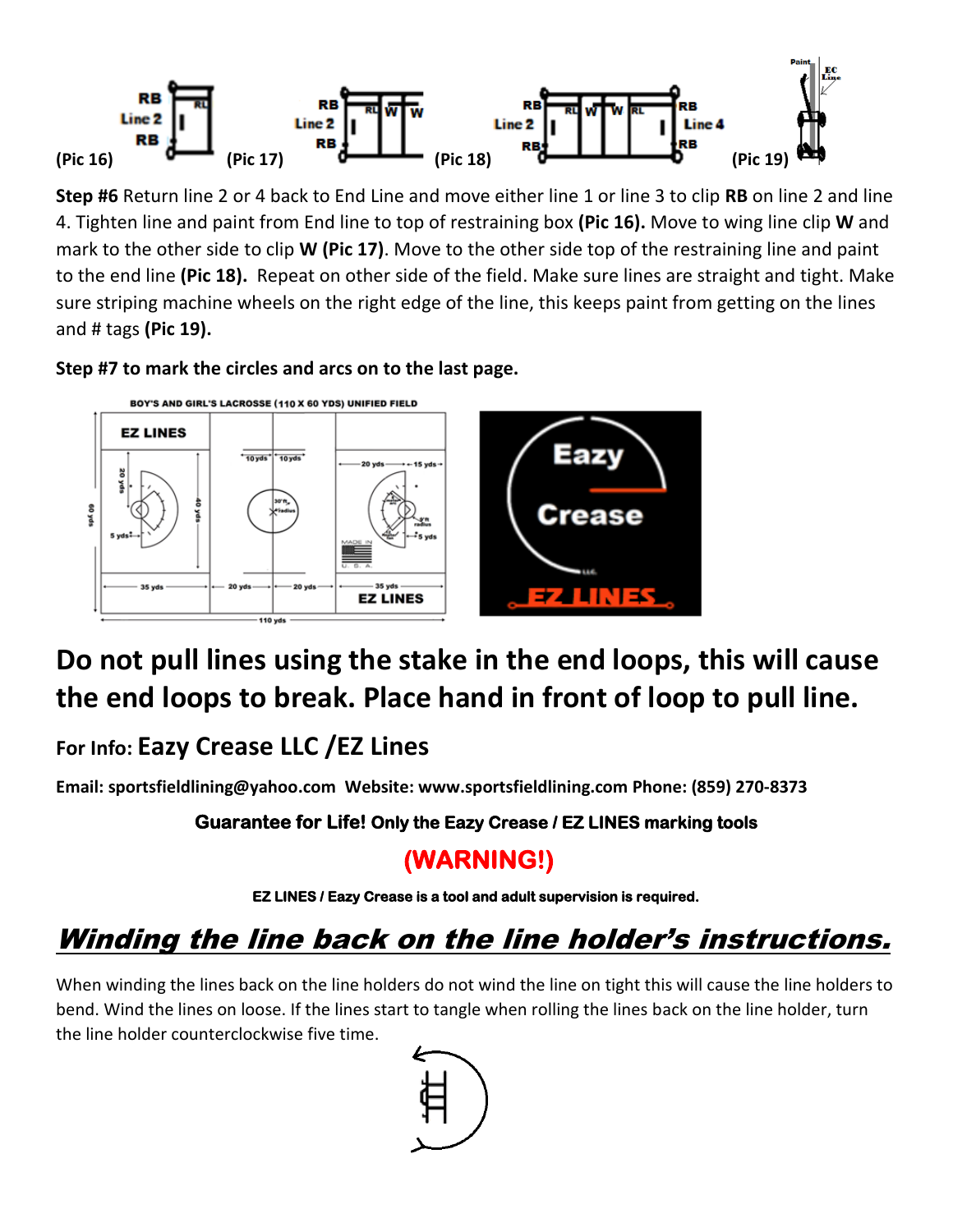(Pic 16) (Pic 17) (Pic 18) (Pic 19)

**Step #6** Return line 2 or 4 back to End Line and move either line 1 or line 3 to clip **RB** on line 2 and line 4. Tighten line and paint from End line to top of restraining box **(Pic 16).** Move to wing line clip **W** and mark to the other side to clip **W (Pic 17)**. Move to the other side top of the restraining line and paint to the end line **(Pic 18).** Repeat on other side of the field. Make sure lines are straight and tight. Make sure striping machine wheels on the right edge of the line, this keeps paint from getting on the lines and # tags **(Pic 19).**

**Step #7 to mark the circles and arcs on to the last page.**

# Do not pull lines using the stake in the end loops, this will cause the end loops to break. Place hand in front of loop to pull line.

### For Info: Eazy Crease LLC /EZ Lines

**Email: sportsfieldlining@yahoo.com Website: www.sportsfieldlining.com Phone: (859) 270-8373**

**Guarantee for Life! Only the Eazy Crease / EZ LINES marking tools**

**(WARNING!)**

**EZ LINES / Eazy Crease is a tool and adult supervision is required.**

## ***Winding the line back on the line holder's instructions.***

When winding the lines back on the line holders do not wind the line on tight this will cause the line holders to bend. Wind the lines on loose. If the lines start to tangle when rolling the lines back on the line holder, turn the line holder counterclockwise five time.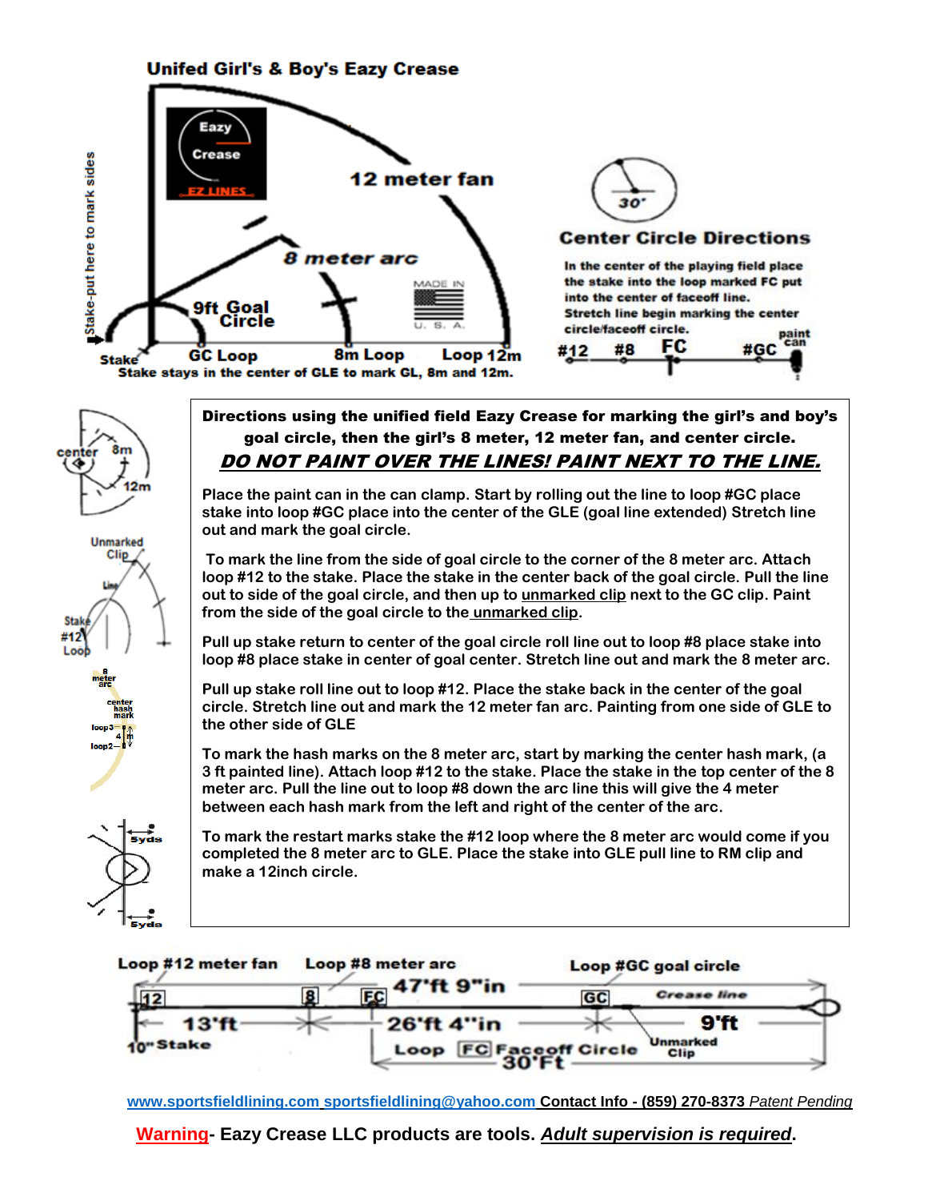## Unifed Girl's & Boy's Eazy Crease

Eazy Crease
EZ LINES

12 meter fan

8 meter arc

9ft Goal Circle

Stake-put here to mark sides

Stake GC Loop 8m Loop Loop 12m

Stake stays in the center of GLE to mark GL, 8m and 12m.

30°

### Center Circle Directions

**In the center of the playing field place the stake into the loop marked FC put into the center of faceoff line. Stretch line begin marking the center circle/faceoff circle.**

#12 #8 FC #GC paint can

center 8m 12m

Unmarked Clip Line Stake #12 Loop

8 meter arc center hash mark loop3 4 m loop2

5yds

5yds

**Directions using the unified field Eazy Crease for marking the girl's and boy's goal circle, then the girl's 8 meter, 12 meter fan, and center circle.**

***DO NOT PAINT OVER THE LINES! PAINT NEXT TO THE LINE.***

Place the paint can in the can clamp. Start by rolling out the line to loop #GC place stake into loop #GC place into the center of the GLE (goal line extended) Stretch line out and mark the goal circle.

To mark the line from the side of goal circle to the corner of the 8 meter arc. Attach loop #12 to the stake. Place the stake in the center back of the goal circle. Pull the line out to side of the goal circle, and then up to unmarked clip next to the GC clip. Paint from the side of the goal circle to the unmarked clip.

Pull up stake return to center of the goal circle roll line out to loop #8 place stake into loop #8 place stake in center of goal center. Stretch line out and mark the 8 meter arc.

Pull up stake roll line out to loop #12. Place the stake back in the center of the goal circle. Stretch line out and mark the 12 meter fan arc. Painting from one side of GLE to the other side of GLE

To mark the hash marks on the 8 meter arc, start by marking the center hash mark, (a 3 ft painted line). Attach loop #12 to the stake. Place the stake in the top center of the 8 meter arc. Pull the line out to loop #8 down the arc line this will give the 4 meter between each hash mark from the left and right of the center of the arc.

To mark the restart marks stake the #12 loop where the 8 meter arc would come if you completed the 8 meter arc to GLE. Place the stake into GLE pull line to RM clip and make a 12inch circle.

Loop #12 meter fan Loop #8 meter arc Loop #GC goal circle

12 8 FC 47'ft 9"in GC Crease line

13'ft 26'ft 4"in 9'ft

10" Stake Loop FC Faceoff Circle 30'Ft Unmarked Clip

www.sportsfieldlining.com sportsfieldlining@yahoo.com **Contact Info - (859) 270-8373** *Patent Pending*

**Warning- Eazy Crease LLC products are tools. *Adult supervision is required*.**